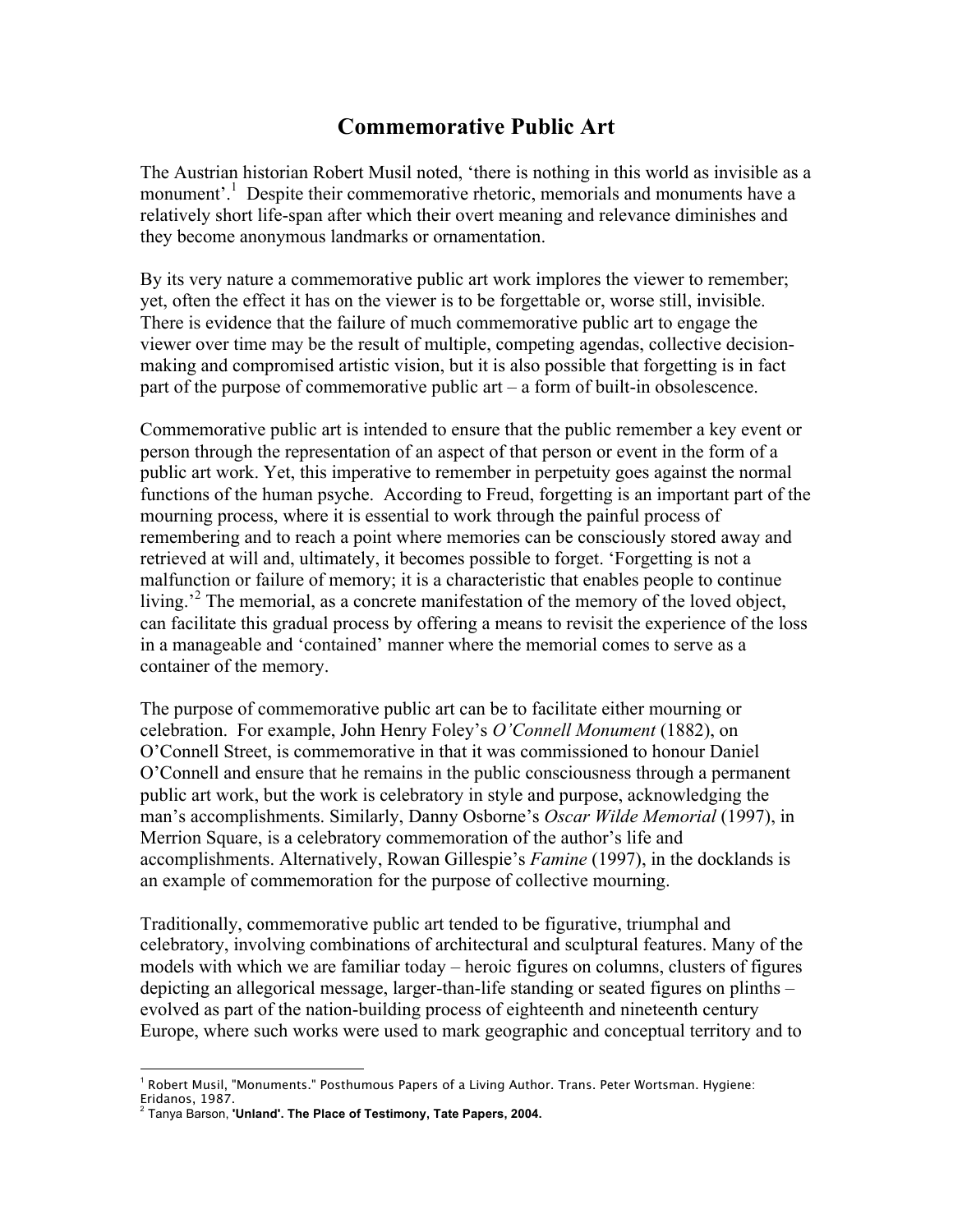# Commemorative Public Art

The Austrian historian Robert Musil noted, 'there is nothing in this world as invisible as a monument'.[1] Despite their commemorative rhetoric, memorials and monuments have a relatively short life-span after which their overt meaning and relevance diminishes and they become anonymous landmarks or ornamentation.

By its very nature a commemorative public art work implores the viewer to remember; yet, often the effect it has on the viewer is to be forgettable or, worse still, invisible. There is evidence that the failure of much commemorative public art to engage the viewer over time may be the result of multiple, competing agendas, collective decision-making and compromised artistic vision, but it is also possible that forgetting is in fact part of the purpose of commemorative public art – a form of built-in obsolescence.

Commemorative public art is intended to ensure that the public remember a key event or person through the representation of an aspect of that person or event in the form of a public art work. Yet, this imperative to remember in perpetuity goes against the normal functions of the human psyche. According to Freud, forgetting is an important part of the mourning process, where it is essential to work through the painful process of remembering and to reach a point where memories can be consciously stored away and retrieved at will and, ultimately, it becomes possible to forget. 'Forgetting is not a malfunction or failure of memory; it is a characteristic that enables people to continue living.'[2] The memorial, as a concrete manifestation of the memory of the loved object, can facilitate this gradual process by offering a means to revisit the experience of the loss in a manageable and 'contained' manner where the memorial comes to serve as a container of the memory.

The purpose of commemorative public art can be to facilitate either mourning or celebration. For example, John Henry Foley's *O'Connell Monument* (1882), on O'Connell Street, is commemorative in that it was commissioned to honour Daniel O'Connell and ensure that he remains in the public consciousness through a permanent public art work, but the work is celebratory in style and purpose, acknowledging the man's accomplishments. Similarly, Danny Osborne's *Oscar Wilde Memorial* (1997), in Merrion Square, is a celebratory commemoration of the author's life and accomplishments. Alternatively, Rowan Gillespie's *Famine* (1997), in the docklands is an example of commemoration for the purpose of collective mourning.

Traditionally, commemorative public art tended to be figurative, triumphal and celebratory, involving combinations of architectural and sculptural features. Many of the models with which we are familiar today – heroic figures on columns, clusters of figures depicting an allegorical message, larger-than-life standing or seated figures on plinths – evolved as part of the nation-building process of eighteenth and nineteenth century Europe, where such works were used to mark geographic and conceptual territory and to

---

[1] Robert Musil, "Monuments." Posthumous Papers of a Living Author. Trans. Peter Wortsman. Hygiene: Eridanos, 1987.

[2] Tanya Barson, **'Unland'. The Place of Testimony, Tate Papers, 2004.**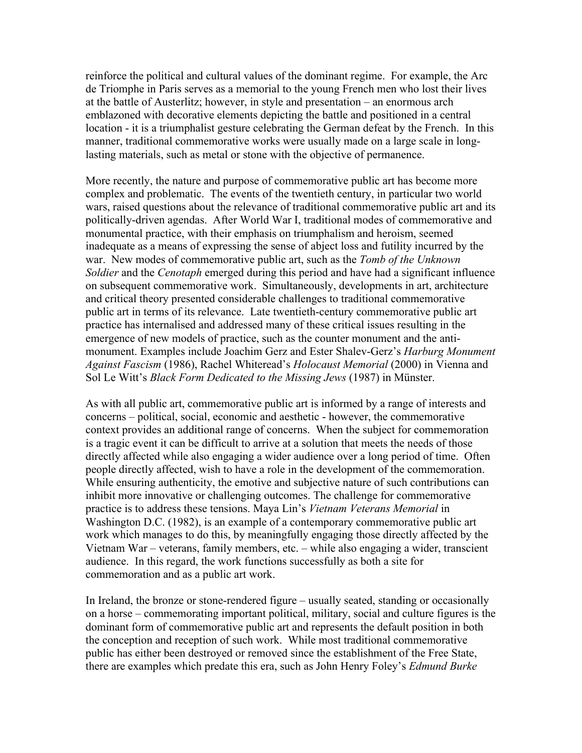reinforce the political and cultural values of the dominant regime. For example, the Arc de Triomphe in Paris serves as a memorial to the young French men who lost their lives at the battle of Austerlitz; however, in style and presentation – an enormous arch emblazoned with decorative elements depicting the battle and positioned in a central location - it is a triumphalist gesture celebrating the German defeat by the French. In this manner, traditional commemorative works were usually made on a large scale in long-lasting materials, such as metal or stone with the objective of permanence.

More recently, the nature and purpose of commemorative public art has become more complex and problematic. The events of the twentieth century, in particular two world wars, raised questions about the relevance of traditional commemorative public art and its politically-driven agendas. After World War I, traditional modes of commemorative and monumental practice, with their emphasis on triumphalism and heroism, seemed inadequate as a means of expressing the sense of abject loss and futility incurred by the war. New modes of commemorative public art, such as the *Tomb of the Unknown Soldier* and the *Cenotaph* emerged during this period and have had a significant influence on subsequent commemorative work. Simultaneously, developments in art, architecture and critical theory presented considerable challenges to traditional commemorative public art in terms of its relevance. Late twentieth-century commemorative public art practice has internalised and addressed many of these critical issues resulting in the emergence of new models of practice, such as the counter monument and the anti-monument. Examples include Joachim Gerz and Ester Shalev-Gerz's *Harburg Monument Against Fascism* (1986), Rachel Whiteread's *Holocaust Memorial* (2000) in Vienna and Sol Le Witt's *Black Form Dedicated to the Missing Jews* (1987) in Münster.

As with all public art, commemorative public art is informed by a range of interests and concerns – political, social, economic and aesthetic - however, the commemorative context provides an additional range of concerns. When the subject for commemoration is a tragic event it can be difficult to arrive at a solution that meets the needs of those directly affected while also engaging a wider audience over a long period of time. Often people directly affected, wish to have a role in the development of the commemoration. While ensuring authenticity, the emotive and subjective nature of such contributions can inhibit more innovative or challenging outcomes. The challenge for commemorative practice is to address these tensions. Maya Lin's *Vietnam Veterans Memorial* in Washington D.C. (1982), is an example of a contemporary commemorative public art work which manages to do this, by meaningfully engaging those directly affected by the Vietnam War – veterans, family members, etc. – while also engaging a wider, transcient audience. In this regard, the work functions successfully as both a site for commemoration and as a public art work.

In Ireland, the bronze or stone-rendered figure – usually seated, standing or occasionally on a horse – commemorating important political, military, social and culture figures is the dominant form of commemorative public art and represents the default position in both the conception and reception of such work. While most traditional commemorative public has either been destroyed or removed since the establishment of the Free State, there are examples which predate this era, such as John Henry Foley's *Edmund Burke*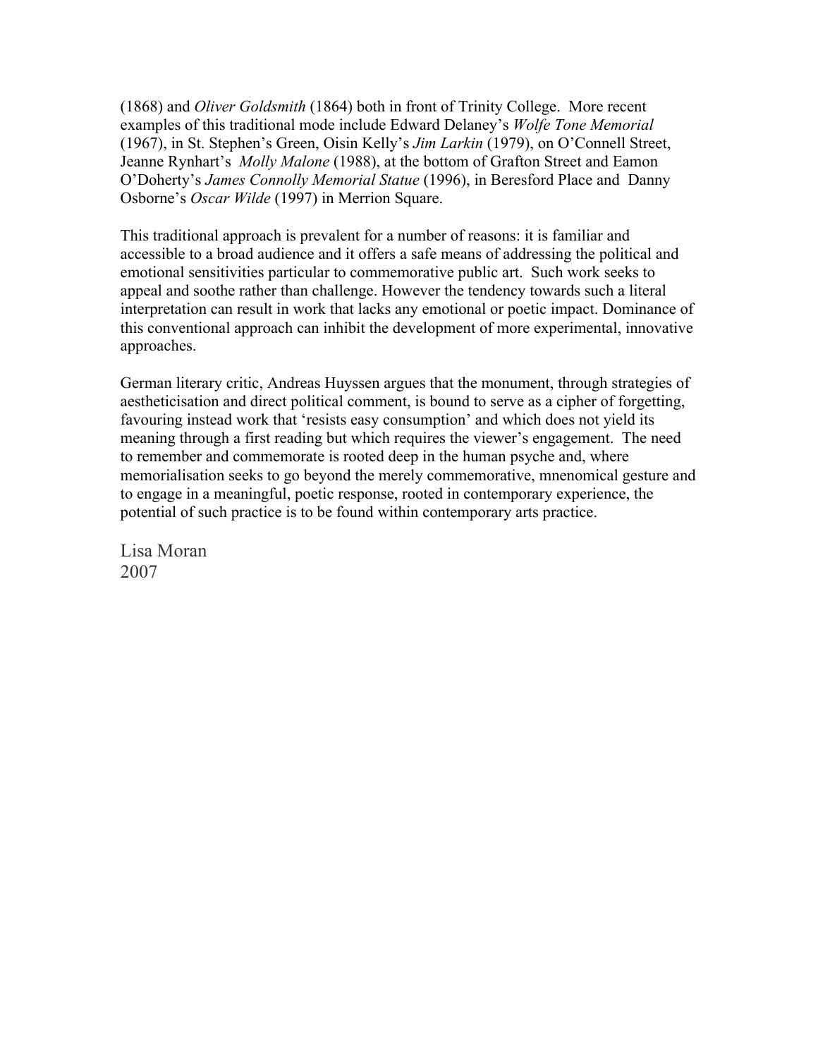(1868) and *Oliver Goldsmith* (1864) both in front of Trinity College. More recent examples of this traditional mode include Edward Delaney's *Wolfe Tone Memorial* (1967), in St. Stephen's Green, Oisin Kelly's *Jim Larkin* (1979), on O'Connell Street, Jeanne Rynhart's *Molly Malone* (1988), at the bottom of Grafton Street and Eamon O'Doherty's *James Connolly Memorial Statue* (1996), in Beresford Place and Danny Osborne's *Oscar Wilde* (1997) in Merrion Square.

This traditional approach is prevalent for a number of reasons: it is familiar and accessible to a broad audience and it offers a safe means of addressing the political and emotional sensitivities particular to commemorative public art. Such work seeks to appeal and soothe rather than challenge. However the tendency towards such a literal interpretation can result in work that lacks any emotional or poetic impact. Dominance of this conventional approach can inhibit the development of more experimental, innovative approaches.

German literary critic, Andreas Huyssen argues that the monument, through strategies of aestheticisation and direct political comment, is bound to serve as a cipher of forgetting, favouring instead work that 'resists easy consumption' and which does not yield its meaning through a first reading but which requires the viewer's engagement. The need to remember and commemorate is rooted deep in the human psyche and, where memorialisation seeks to go beyond the merely commemorative, mnenomical gesture and to engage in a meaningful, poetic response, rooted in contemporary experience, the potential of such practice is to be found within contemporary arts practice.

Lisa Moran
2007